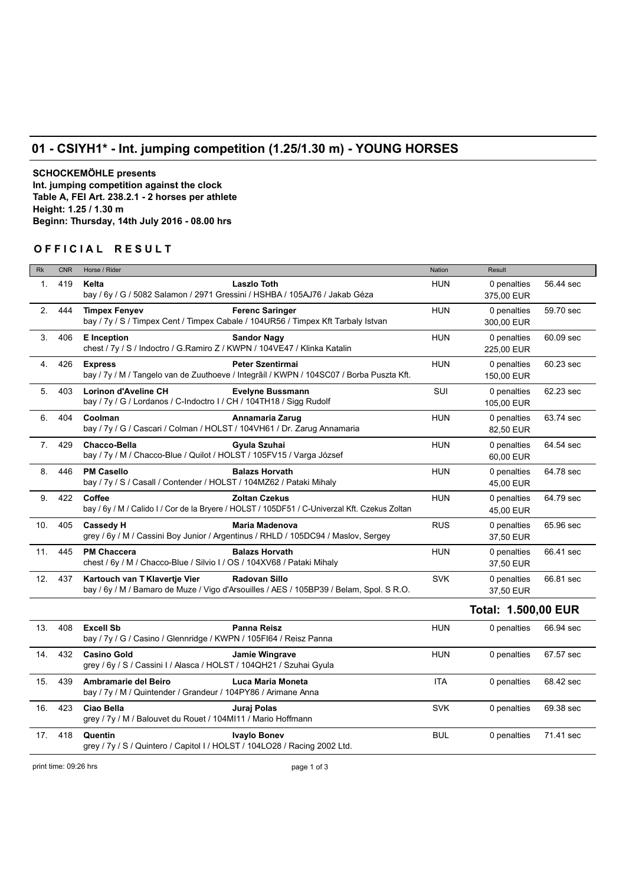## 01 - CSIYH1* - Int. jumping competition (1.25/1.30 m) - YOUNG HORSES

**SCHOCKEMÖHLE presents**
**Int. jumping competition against the clock**
**Table A, FEI Art. 238.2.1 - 2 horses per athlete**
**Height: 1.25 / 1.30 m**
**Beginn: Thursday, 14th July 2016 - 08.00 hrs**

### O F F I C I A L   R E S U L T

| Rk | CNR | Horse / Rider | Nation | Result | |
|---|---|---|---|---|---|
| 1. | 419 | **Kelta** **Laszlo Toth**<br>bay / 6y / G / 5082 Salamon / 2971 Gressini / HSHBA / 105AJ76 / Jakab Géza | HUN | 0 penalties<br>375,00 EUR | 56.44 sec |
| 2. | 444 | **Timpex Fenyev** **Ferenc Saringer**<br>bay / 7y / S / Timpex Cent / Timpex Cabale / 104UR56 / Timpex Kft Tarbaly Istvan | HUN | 0 penalties<br>300,00 EUR | 59.70 sec |
| 3. | 406 | **E Inception** **Sandor Nagy**<br>chest / 7y / S / Indoctro / G.Ramiro Z / KWPN / 104VE47 / Klinka Katalin | HUN | 0 penalties<br>225,00 EUR | 60.09 sec |
| 4. | 426 | **Express** **Peter Szentirmai**<br>bay / 7y / M / Tangelo van de Zuuthoeve / Integrãl / KWPN / 104SC07 / Borba Puszta Kft. | HUN | 0 penalties<br>150,00 EUR | 60.23 sec |
| 5. | 403 | **Lorinon d'Aveline CH** **Evelyne Bussmann**<br>bay / 7y / G / Lordanos / C-Indoctro I / CH / 104TH18 / Sigg Rudolf | SUI | 0 penalties<br>105,00 EUR | 62.23 sec |
| 6. | 404 | **Coolman** **Annamaria Zarug**<br>bay / 7y / G / Cascari / Colman / HOLST / 104VH61 / Dr. Zarug Annamaria | HUN | 0 penalties<br>82,50 EUR | 63.74 sec |
| 7. | 429 | **Chacco-Bella** **Gyula Szuhai**<br>bay / 7y / M / Chacco-Blue / Quilot / HOLST / 105FV15 / Varga József | HUN | 0 penalties<br>60,00 EUR | 64.54 sec |
| 8. | 446 | **PM Casello** **Balazs Horvath**<br>bay / 7y / S / Casall / Contender / HOLST / 104MZ62 / Pataki Mihaly | HUN | 0 penalties<br>45,00 EUR | 64.78 sec |
| 9. | 422 | **Coffee** **Zoltan Czekus**<br>bay / 6y / M / Calido I / Cor de la Bryere / HOLST / 105DF51 / C-Univerzal Kft. Czekus Zoltan | HUN | 0 penalties<br>45,00 EUR | 64.79 sec |
| 10. | 405 | **Cassedy H** **Maria Madenova**<br>grey / 6y / M / Cassini Boy Junior / Argentinus / RHLD / 105DC94 / Maslov, Sergey | RUS | 0 penalties<br>37,50 EUR | 65.96 sec |
| 11. | 445 | **PM Chaccera** **Balazs Horvath**<br>chest / 6y / M / Chacco-Blue / Silvio I / OS / 104XV68 / Pataki Mihaly | HUN | 0 penalties<br>37,50 EUR | 66.41 sec |
| 12. | 437 | **Kartouch van T Klavertje Vier** **Radovan Sillo**<br>bay / 6y / M / Bamaro de Muze / Vigo d'Arsouilles / AES / 105BP39 / Belam, Spol. S R.O. | SVK | 0 penalties<br>37,50 EUR | 66.81 sec |
| | | | | **Total: 1.500,00 EUR** | |
| 13. | 408 | **Excell Sb** **Panna Reisz**<br>bay / 7y / G / Casino / Glennridge / KWPN / 105FI64 / Reisz Panna | HUN | 0 penalties | 66.94 sec |
| 14. | 432 | **Casino Gold** **Jamie Wingrave**<br>grey / 6y / S / Cassini I / Alasca / HOLST / 104QH21 / Szuhai Gyula | HUN | 0 penalties | 67.57 sec |
| 15. | 439 | **Ambramarie del Beiro** **Luca Maria Moneta**<br>bay / 7y / M / Quintender / Grandeur / 104PY86 / Arimane Anna | ITA | 0 penalties | 68.42 sec |
| 16. | 423 | **Ciao Bella** **Juraj Polas**<br>grey / 7y / M / Balouvet du Rouet / 104MI11 / Mario Hoffmann | SVK | 0 penalties | 69.38 sec |
| 17. | 418 | **Quentin** **Ivaylo Bonev**<br>grey / 7y / S / Quintero / Capitol I / HOLST / 104LO28 / Racing 2002 Ltd. | BUL | 0 penalties | 71.41 sec |

print time: 09:26 hrs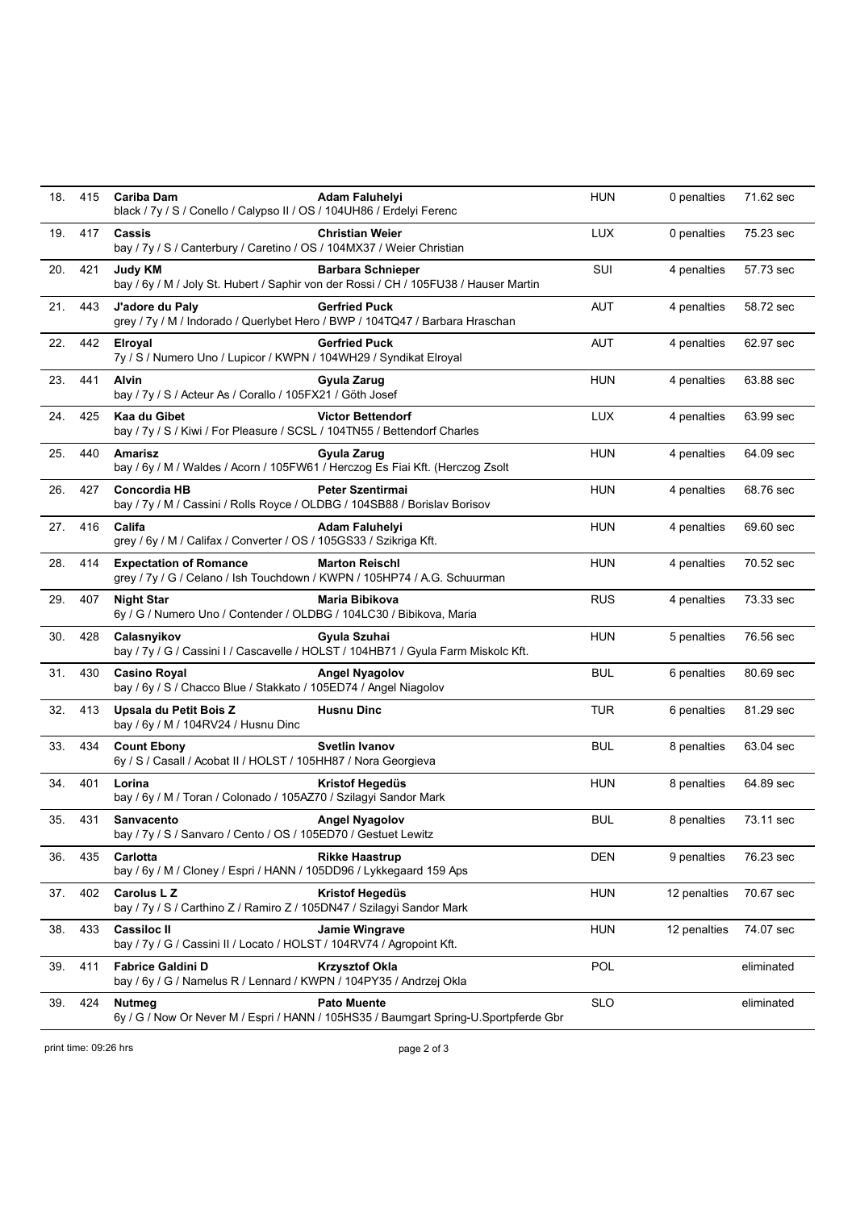| Rank | No. | Horse / Details | Rider | Nation | Penalties | Time |
|---|---|---|---|---|---|---|
| 18. | 415 | **Cariba Dam**<br>black / 7y / S / Conello / Calypso II / OS / 104UH86 / Erdelyi Ferenc | **Adam Faluhelyi** | HUN | 0 penalties | 71.62 sec |
| 19. | 417 | **Cassis**<br>bay / 7y / S / Canterbury / Caretino / OS / 104MX37 / Weier Christian | **Christian Weier** | LUX | 0 penalties | 75.23 sec |
| 20. | 421 | **Judy KM**<br>bay / 6y / M / Joly St. Hubert / Saphir von der Rossi / CH / 105FU38 / Hauser Martin | **Barbara Schnieper** | SUI | 4 penalties | 57.73 sec |
| 21. | 443 | **J'adore du Paly**<br>grey / 7y / M / Indorado / Querlybet Hero / BWP / 104TQ47 / Barbara Hraschan | **Gerfried Puck** | AUT | 4 penalties | 58.72 sec |
| 22. | 442 | **Elroyal**<br>7y / S / Numero Uno / Lupicor / KWPN / 104WH29 / Syndikat Elroyal | **Gerfried Puck** | AUT | 4 penalties | 62.97 sec |
| 23. | 441 | **Alvin**<br>bay / 7y / S / Acteur As / Corallo / 105FX21 / Göth Josef | **Gyula Zarug** | HUN | 4 penalties | 63.88 sec |
| 24. | 425 | **Kaa du Gibet**<br>bay / 7y / S / Kiwi / For Pleasure / SCSL / 104TN55 / Bettendorf Charles | **Victor Bettendorf** | LUX | 4 penalties | 63.99 sec |
| 25. | 440 | **Amarisz**<br>bay / 6y / M / Waldes / Acorn / 105FW61 / Herczog Es Fiai Kft. (Herczog Zsolt | **Gyula Zarug** | HUN | 4 penalties | 64.09 sec |
| 26. | 427 | **Concordia HB**<br>bay / 7y / M / Cassini / Rolls Royce / OLDBG / 104SB88 / Borislav Borisov | **Peter Szentirmai** | HUN | 4 penalties | 68.76 sec |
| 27. | 416 | **Califa**<br>grey / 6y / M / Califax / Converter / OS / 105GS33 / Szikriga Kft. | **Adam Faluhelyi** | HUN | 4 penalties | 69.60 sec |
| 28. | 414 | **Expectation of Romance**<br>grey / 7y / G / Celano / Ish Touchdown / KWPN / 105HP74 / A.G. Schuurman | **Marton Reischl** | HUN | 4 penalties | 70.52 sec |
| 29. | 407 | **Night Star**<br>6y / G / Numero Uno / Contender / OLDBG / 104LC30 / Bibikova, Maria | **Maria Bibikova** | RUS | 4 penalties | 73.33 sec |
| 30. | 428 | **Calasnyikov**<br>bay / 7y / G / Cassini I / Cascavelle / HOLST / 104HB71 / Gyula Farm Miskolc Kft. | **Gyula Szuhai** | HUN | 5 penalties | 76.56 sec |
| 31. | 430 | **Casino Royal**<br>bay / 6y / S / Chacco Blue / Stakkato / 105ED74 / Angel Niagolov | **Angel Nyagolov** | BUL | 6 penalties | 80.69 sec |
| 32. | 413 | **Upsala du Petit Bois Z**<br>bay / 6y / M / 104RV24 / Husnu Dinc | **Husnu Dinc** | TUR | 6 penalties | 81.29 sec |
| 33. | 434 | **Count Ebony**<br>6y / S / Casall / Acobat II / HOLST / 105HH87 / Nora Georgieva | **Svetlin Ivanov** | BUL | 8 penalties | 63.04 sec |
| 34. | 401 | **Lorina**<br>bay / 6y / M / Toran / Colonado / 105AZ70 / Szilagyi Sandor Mark | **Kristof Hegedüs** | HUN | 8 penalties | 64.89 sec |
| 35. | 431 | **Sanvacento**<br>bay / 7y / S / Sanvaro / Cento / OS / 105ED70 / Gestuet Lewitz | **Angel Nyagolov** | BUL | 8 penalties | 73.11 sec |
| 36. | 435 | **Carlotta**<br>bay / 6y / M / Cloney / Espri / HANN / 105DD96 / Lykkegaard 159 Aps | **Rikke Haastrup** | DEN | 9 penalties | 76.23 sec |
| 37. | 402 | **Carolus L Z**<br>bay / 7y / S / Carthino Z / Ramiro Z / 105DN47 / Szilagyi Sandor Mark | **Kristof Hegedüs** | HUN | 12 penalties | 70.67 sec |
| 38. | 433 | **Cassiloc II**<br>bay / 7y / G / Cassini II / Locato / HOLST / 104RV74 / Agropoint Kft. | **Jamie Wingrave** | HUN | 12 penalties | 74.07 sec |
| 39. | 411 | **Fabrice Galdini D**<br>bay / 6y / G / Namelus R / Lennard / KWPN / 104PY35 / Andrzej Okla | **Krzysztof Okla** | POL | | eliminated |
| 39. | 424 | **Nutmeg**<br>6y / G / Now Or Never M / Espri / HANN / 105HS35 / Baumgart Spring-U.Sportpferde Gbr | **Pato Muente** | SLO | | eliminated |

print time: 09:26 hrs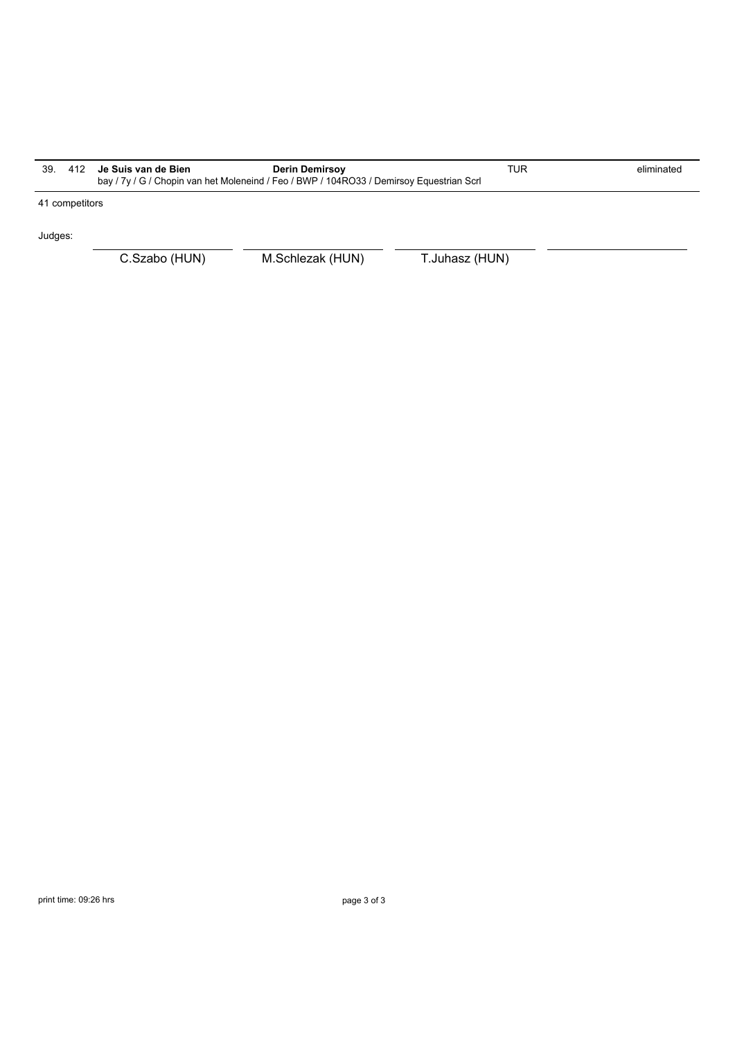| | | | | | |
|---|---|---|---|---|---|
| 39. | 412 | **Je Suis van de Bien**<br>bay / 7y / G / Chopin van het Moleneind / Feo / BWP / 104RO33 / Demirsoy Equestrian Scrl | **Derin Demirsoy** | TUR | eliminated |

41 competitors

Judges:

| | | | |
|---|---|---|---|
| C.Szabo (HUN) | M.Schlezak (HUN) | T.Juhasz (HUN) | |

print time: 09:26 hrs